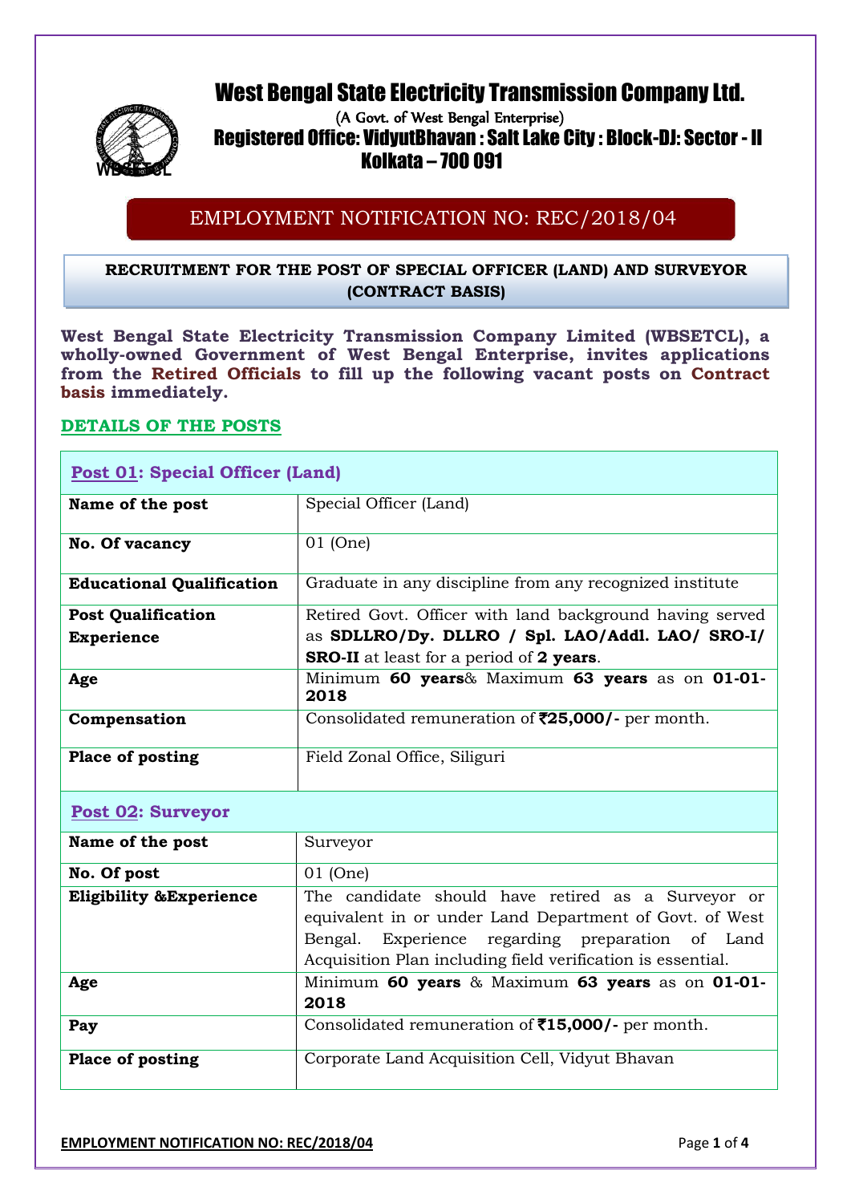# West Bengal State Electricity Transmission Company Ltd.

(A Govt. of West Bengal Enterprise)

Registered Office: VidyutBhavan : Salt Lake City : Block-DJ: Sector - II Kolkata – 700 091

## EMPLOYMENT NOTIFICATION NO: REC/2018/04

**RECRUITMENT FOR THE POST OF SPECIAL OFFICER (LAND) AND SURVEYOR (CONTRACT BASIS)**

**West Bengal State Electricity Transmission Company Limited (WBSETCL), a wholly-owned Government of West Bengal Enterprise, invites applications from the Retired Officials to fill up the following vacant posts on Contract basis immediately.**

### DETAILS OF THE POSTS

| **Post 01: Special Officer (Land)** | |
|---|---|
| **Name of the post** | Special Officer (Land) |
| **No. Of vacancy** | 01 (One) |
| **Educational Qualification** | Graduate in any discipline from any recognized institute |
| **Post Qualification Experience** | Retired Govt. Officer with land background having served as **SDLLRO/Dy. DLLRO / Spl. LAO/Addl. LAO/ SRO-I/ SRO-II** at least for a period of **2 years**. |
| **Age** | Minimum **60 years**& Maximum **63 years** as on **01-01-2018** |
| **Compensation** | Consolidated remuneration of **₹25,000/-** per month. |
| **Place of posting** | Field Zonal Office, Siliguri |
| **Post 02: Surveyor** | |
| **Name of the post** | Surveyor |
| **No. Of post** | 01 (One) |
| **Eligibility &Experience** | The candidate should have retired as a Surveyor or equivalent in or under Land Department of Govt. of West Bengal. Experience regarding preparation of Land Acquisition Plan including field verification is essential. |
| **Age** | Minimum **60 years** & Maximum **63 years** as on **01-01-2018** |
| **Pay** | Consolidated remuneration of **₹15,000/-** per month. |
| **Place of posting** | Corporate Land Acquisition Cell, Vidyut Bhavan |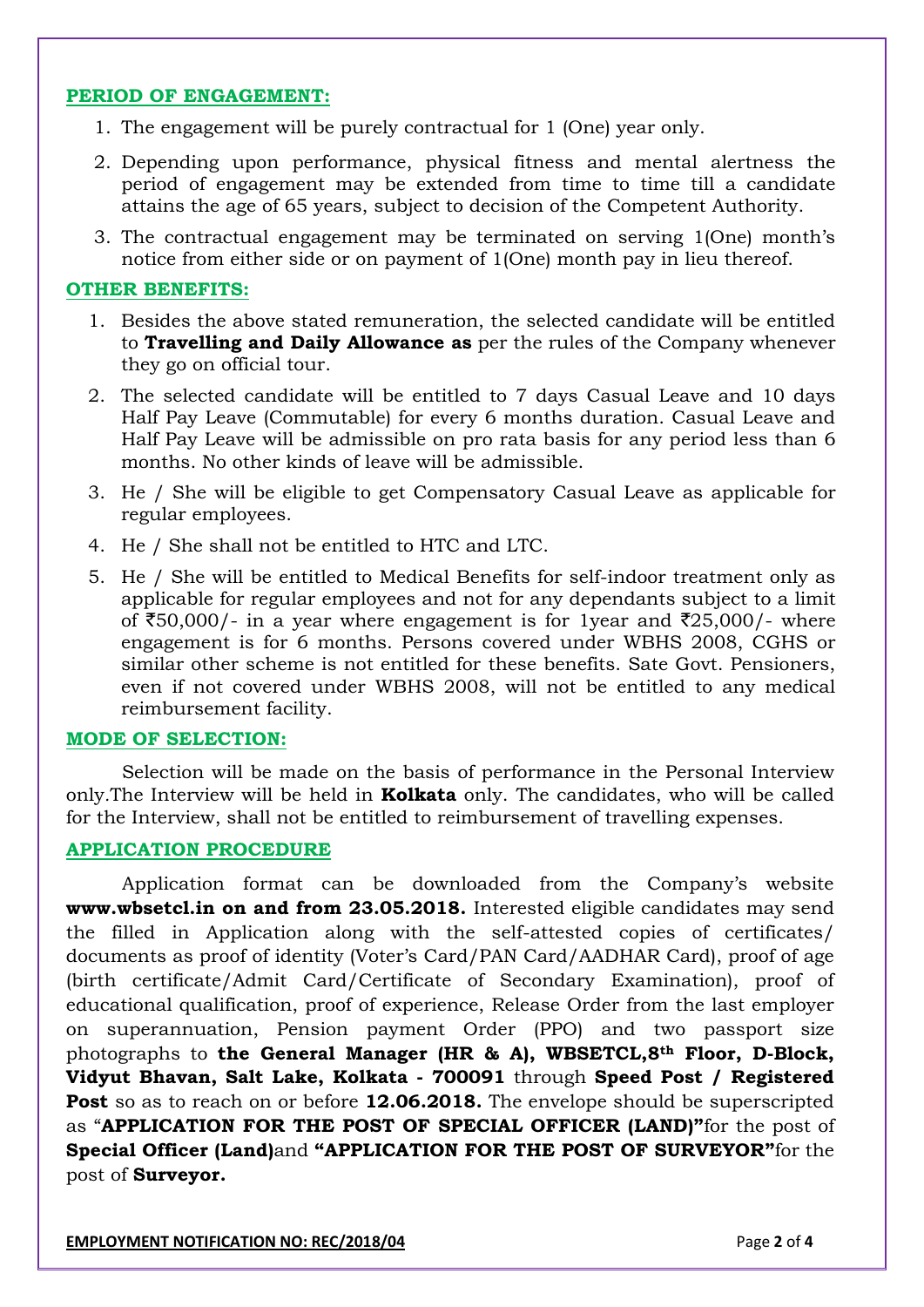## PERIOD OF ENGAGEMENT:

1. The engagement will be purely contractual for 1 (One) year only.
2. Depending upon performance, physical fitness and mental alertness the period of engagement may be extended from time to time till a candidate attains the age of 65 years, subject to decision of the Competent Authority.
3. The contractual engagement may be terminated on serving 1(One) month's notice from either side or on payment of 1(One) month pay in lieu thereof.

## OTHER BENEFITS:

1. Besides the above stated remuneration, the selected candidate will be entitled to **Travelling and Daily Allowance as** per the rules of the Company whenever they go on official tour.
2. The selected candidate will be entitled to 7 days Casual Leave and 10 days Half Pay Leave (Commutable) for every 6 months duration. Casual Leave and Half Pay Leave will be admissible on pro rata basis for any period less than 6 months. No other kinds of leave will be admissible.
3. He / She will be eligible to get Compensatory Casual Leave as applicable for regular employees.
4. He / She shall not be entitled to HTC and LTC.
5. He / She will be entitled to Medical Benefits for self-indoor treatment only as applicable for regular employees and not for any dependants subject to a limit of ₹50,000/- in a year where engagement is for 1year and ₹25,000/- where engagement is for 6 months. Persons covered under WBHS 2008, CGHS or similar other scheme is not entitled for these benefits. Sate Govt. Pensioners, even if not covered under WBHS 2008, will not be entitled to any medical reimbursement facility.

## MODE OF SELECTION:

Selection will be made on the basis of performance in the Personal Interview only.The Interview will be held in **Kolkata** only. The candidates, who will be called for the Interview, shall not be entitled to reimbursement of travelling expenses.

## APPLICATION PROCEDURE

Application format can be downloaded from the Company's website **www.wbsetcl.in on and from 23.05.2018.** Interested eligible candidates may send the filled in Application along with the self-attested copies of certificates/ documents as proof of identity (Voter's Card/PAN Card/AADHAR Card), proof of age (birth certificate/Admit Card/Certificate of Secondary Examination), proof of educational qualification, proof of experience, Release Order from the last employer on superannuation, Pension payment Order (PPO) and two passport size photographs to **the General Manager (HR & A), WBSETCL,8th Floor, D-Block, Vidyut Bhavan, Salt Lake, Kolkata - 700091** through **Speed Post / Registered Post** so as to reach on or before **12.06.2018.** The envelope should be superscripted as "**APPLICATION FOR THE POST OF SPECIAL OFFICER (LAND)"**for the post of **Special Officer (Land)**and **"APPLICATION FOR THE POST OF SURVEYOR"**for the post of **Surveyor.**

**EMPLOYMENT NOTIFICATION NO: REC/2018/04**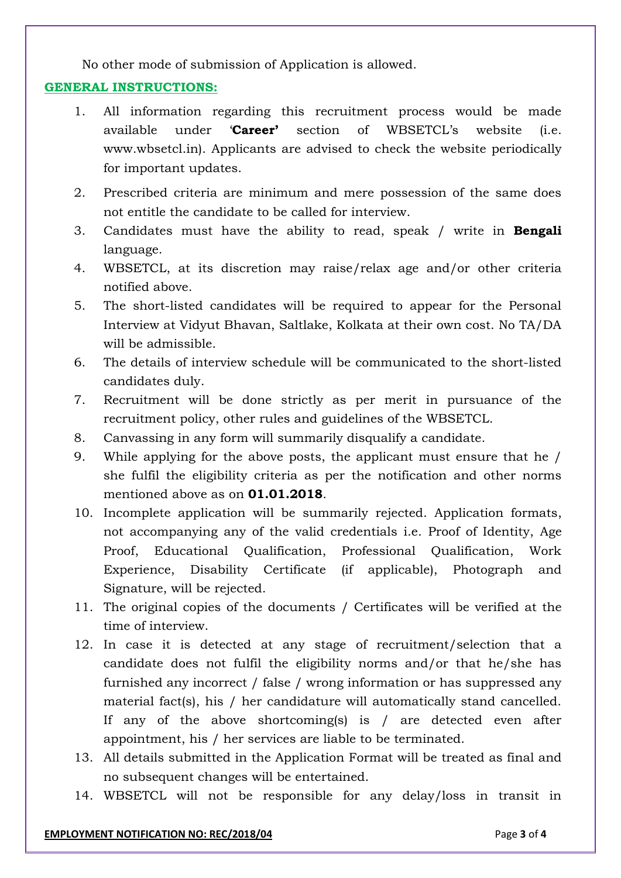No other mode of submission of Application is allowed.

## GENERAL INSTRUCTIONS:

1. All information regarding this recruitment process would be made available under '**Career**' section of WBSETCL's website (i.e. www.wbsetcl.in). Applicants are advised to check the website periodically for important updates.
2. Prescribed criteria are minimum and mere possession of the same does not entitle the candidate to be called for interview.
3. Candidates must have the ability to read, speak / write in **Bengali** language.
4. WBSETCL, at its discretion may raise/relax age and/or other criteria notified above.
5. The short-listed candidates will be required to appear for the Personal Interview at Vidyut Bhavan, Saltlake, Kolkata at their own cost. No TA/DA will be admissible.
6. The details of interview schedule will be communicated to the short-listed candidates duly.
7. Recruitment will be done strictly as per merit in pursuance of the recruitment policy, other rules and guidelines of the WBSETCL.
8. Canvassing in any form will summarily disqualify a candidate.
9. While applying for the above posts, the applicant must ensure that he / she fulfil the eligibility criteria as per the notification and other norms mentioned above as on **01.01.2018**.
10. Incomplete application will be summarily rejected. Application formats, not accompanying any of the valid credentials i.e. Proof of Identity, Age Proof, Educational Qualification, Professional Qualification, Work Experience, Disability Certificate (if applicable), Photograph and Signature, will be rejected.
11. The original copies of the documents / Certificates will be verified at the time of interview.
12. In case it is detected at any stage of recruitment/selection that a candidate does not fulfil the eligibility norms and/or that he/she has furnished any incorrect / false / wrong information or has suppressed any material fact(s), his / her candidature will automatically stand cancelled. If any of the above shortcoming(s) is / are detected even after appointment, his / her services are liable to be terminated.
13. All details submitted in the Application Format will be treated as final and no subsequent changes will be entertained.
14. WBSETCL will not be responsible for any delay/loss in transit in

**EMPLOYMENT NOTIFICATION NO: REC/2018/04**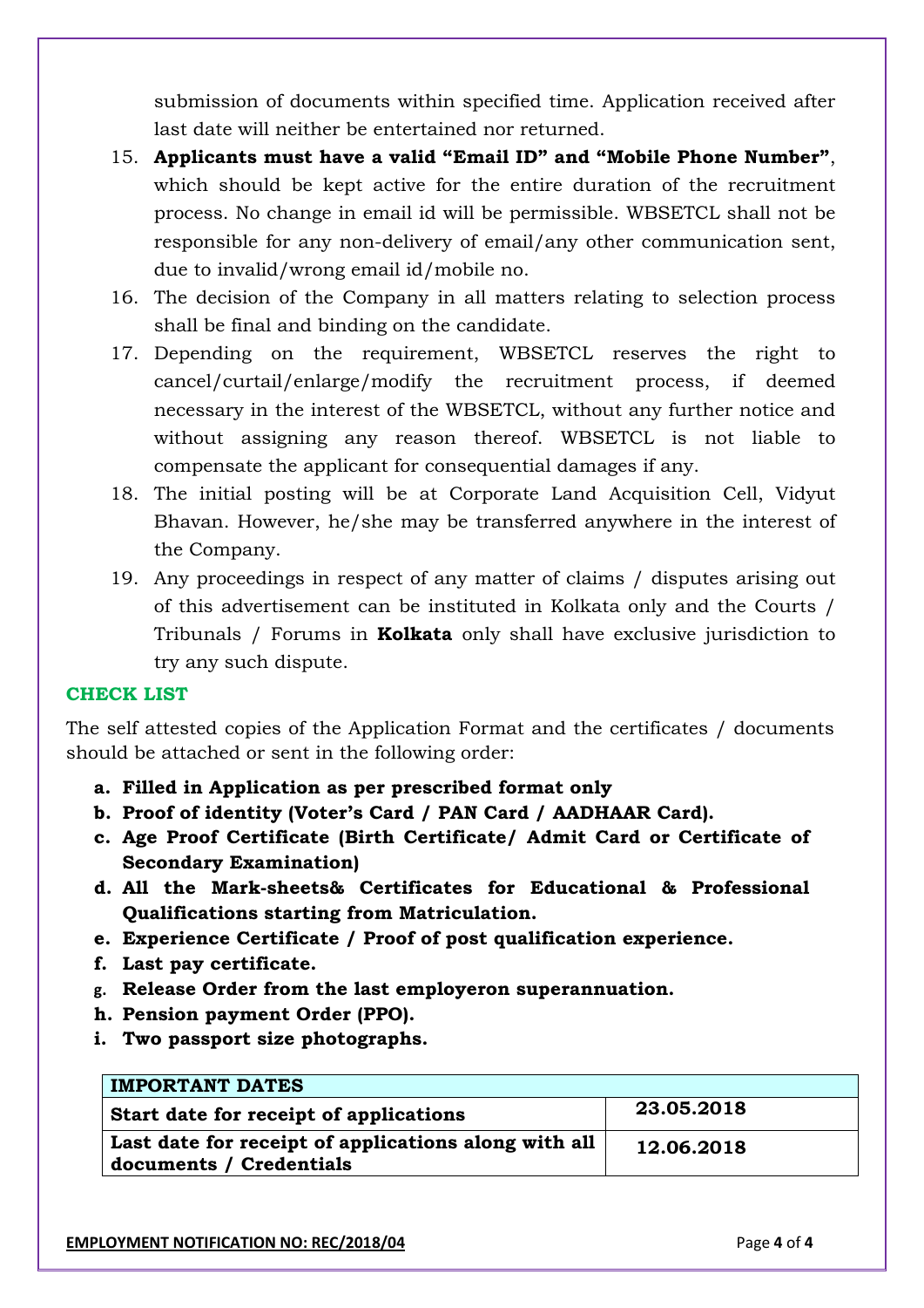submission of documents within specified time. Application received after last date will neither be entertained nor returned.

15. **Applicants must have a valid "Email ID" and "Mobile Phone Number"**, which should be kept active for the entire duration of the recruitment process. No change in email id will be permissible. WBSETCL shall not be responsible for any non-delivery of email/any other communication sent, due to invalid/wrong email id/mobile no.
16. The decision of the Company in all matters relating to selection process shall be final and binding on the candidate.
17. Depending on the requirement, WBSETCL reserves the right to cancel/curtail/enlarge/modify the recruitment process, if deemed necessary in the interest of the WBSETCL, without any further notice and without assigning any reason thereof. WBSETCL is not liable to compensate the applicant for consequential damages if any.
18. The initial posting will be at Corporate Land Acquisition Cell, Vidyut Bhavan. However, he/she may be transferred anywhere in the interest of the Company.
19. Any proceedings in respect of any matter of claims / disputes arising out of this advertisement can be instituted in Kolkata only and the Courts / Tribunals / Forums in **Kolkata** only shall have exclusive jurisdiction to try any such dispute.

## CHECK LIST

The self attested copies of the Application Format and the certificates / documents should be attached or sent in the following order:

a. **Filled in Application as per prescribed format only**
b. **Proof of identity (Voter's Card / PAN Card / AADHAAR Card).**
c. **Age Proof Certificate (Birth Certificate/ Admit Card or Certificate of Secondary Examination)**
d. **All the Mark-sheets& Certificates for Educational & Professional Qualifications starting from Matriculation.**
e. **Experience Certificate / Proof of post qualification experience.**
f. **Last pay certificate.**
g. **Release Order from the last employeron superannuation.**
h. **Pension payment Order (PPO).**
i. **Two passport size photographs.**

| IMPORTANT DATES | |
|---|---|
| Start date for receipt of applications | 23.05.2018 |
| Last date for receipt of applications along with all documents / Credentials | 12.06.2018 |

EMPLOYMENT NOTIFICATION NO: REC/2018/04